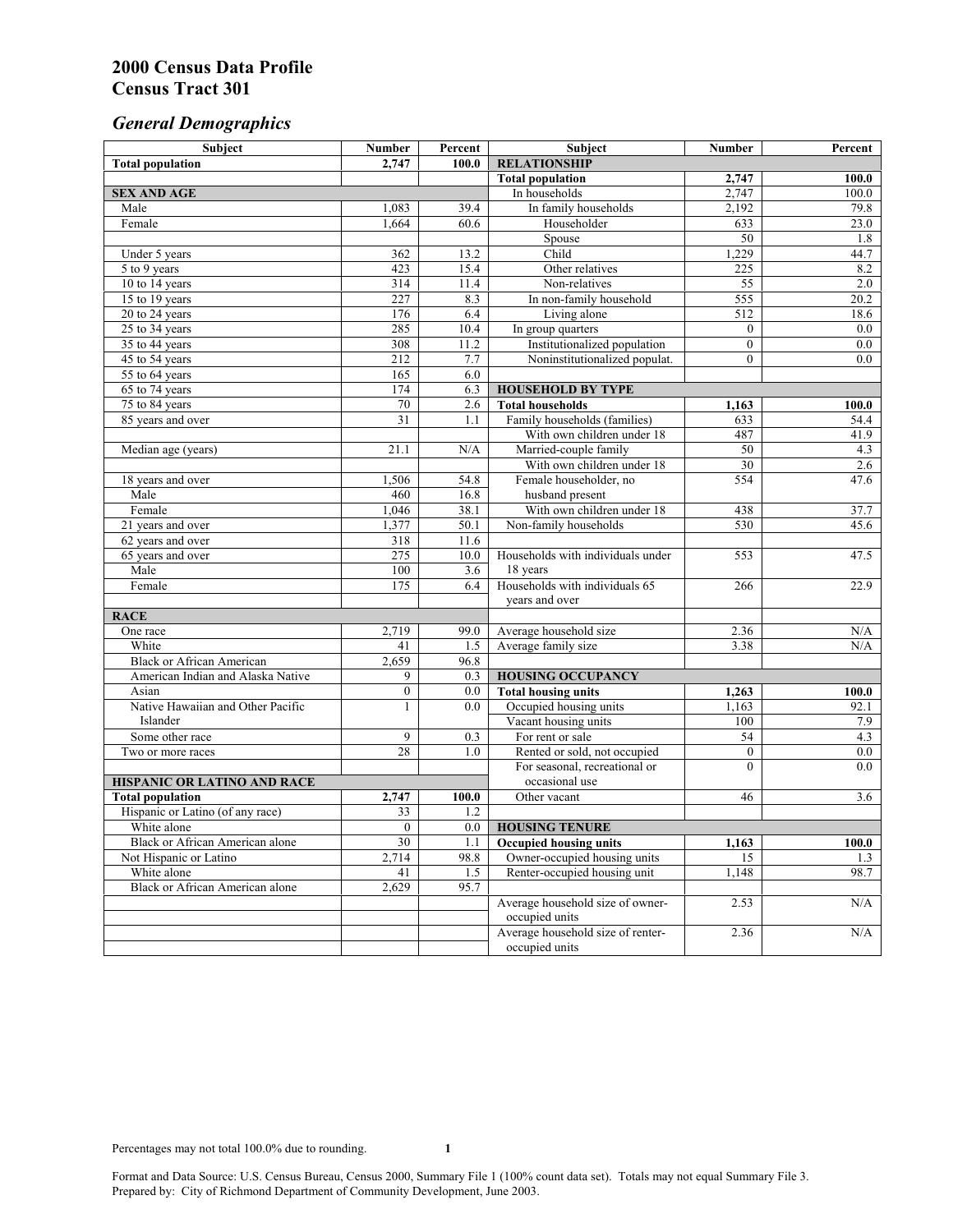# 2000 Census Data Profile
# Census Tract 301

## *General Demographics*

| Subject | Number | Percent | Subject | Number | Percent |
|---|---|---|---|---|---|
| **Total population** | **2,747** | **100.0** | **RELATIONSHIP** | | |
| | | | **Total population** | **2,747** | **100.0** |
| **SEX AND AGE** | | | In households | 2,747 | 100.0 |
| Male | 1,083 | 39.4 | In family households | 2,192 | 79.8 |
| Female | 1,664 | 60.6 | Householder | 633 | 23.0 |
| | | | Spouse | 50 | 1.8 |
| Under 5 years | 362 | 13.2 | Child | 1,229 | 44.7 |
| 5 to 9 years | 423 | 15.4 | Other relatives | 225 | 8.2 |
| 10 to 14 years | 314 | 11.4 | Non-relatives | 55 | 2.0 |
| 15 to 19 years | 227 | 8.3 | In non-family household | 555 | 20.2 |
| 20 to 24 years | 176 | 6.4 | Living alone | 512 | 18.6 |
| 25 to 34 years | 285 | 10.4 | In group quarters | 0 | 0.0 |
| 35 to 44 years | 308 | 11.2 | Institutionalized population | 0 | 0.0 |
| 45 to 54 years | 212 | 7.7 | Noninstitutionalized populat. | 0 | 0.0 |
| 55 to 64 years | 165 | 6.0 | | | |
| 65 to 74 years | 174 | 6.3 | **HOUSEHOLD BY TYPE** | | |
| 75 to 84 years | 70 | 2.6 | **Total households** | **1,163** | **100.0** |
| 85 years and over | 31 | 1.1 | Family households (families) | 633 | 54.4 |
| | | | With own children under 18 | 487 | 41.9 |
| Median age (years) | 21.1 | N/A | Married-couple family | 50 | 4.3 |
| | | | With own children under 18 | 30 | 2.6 |
| 18 years and over | 1,506 | 54.8 | Female householder, no husband present | 554 | 47.6 |
| Male | 460 | 16.8 | | | |
| Female | 1,046 | 38.1 | With own children under 18 | 438 | 37.7 |
| 21 years and over | 1,377 | 50.1 | Non-family households | 530 | 45.6 |
| 62 years and over | 318 | 11.6 | | | |
| 65 years and over | 275 | 10.0 | Households with individuals under 18 years | 553 | 47.5 |
| Male | 100 | 3.6 | | | |
| Female | 175 | 6.4 | Households with individuals 65 years and over | 266 | 22.9 |
| **RACE** | | | | | |
| One race | 2,719 | 99.0 | Average household size | 2.36 | N/A |
| White | 41 | 1.5 | Average family size | 3.38 | N/A |
| Black or African American | 2,659 | 96.8 | | | |
| American Indian and Alaska Native | 9 | 0.3 | **HOUSING OCCUPANCY** | | |
| Asian | 0 | 0.0 | **Total housing units** | **1,263** | **100.0** |
| Native Hawaiian and Other Pacific Islander | 1 | 0.0 | Occupied housing units | 1,163 | 92.1 |
| | | | Vacant housing units | 100 | 7.9 |
| Some other race | 9 | 0.3 | For rent or sale | 54 | 4.3 |
| Two or more races | 28 | 1.0 | Rented or sold, not occupied | 0 | 0.0 |
| | | | For seasonal, recreational or occasional use | 0 | 0.0 |
| **HISPANIC OR LATINO AND RACE** | | | | | |
| **Total population** | **2,747** | **100.0** | Other vacant | 46 | 3.6 |
| Hispanic or Latino (of any race) | 33 | 1.2 | | | |
| White alone | 0 | 0.0 | **HOUSING TENURE** | | |
| Black or African American alone | 30 | 1.1 | **Occupied housing units** | **1,163** | **100.0** |
| Not Hispanic or Latino | 2,714 | 98.8 | Owner-occupied housing units | 15 | 1.3 |
| White alone | 41 | 1.5 | Renter-occupied housing unit | 1,148 | 98.7 |
| Black or African American alone | 2,629 | 95.7 | | | |
| | | | Average household size of owner-occupied units | 2.53 | N/A |
| | | | Average household size of renter-occupied units | 2.36 | N/A |

Percentages may not total 100.0% due to rounding.

Format and Data Source: U.S. Census Bureau, Census 2000, Summary File 1 (100% count data set). Totals may not equal Summary File 3.
Prepared by: City of Richmond Department of Community Development, June 2003.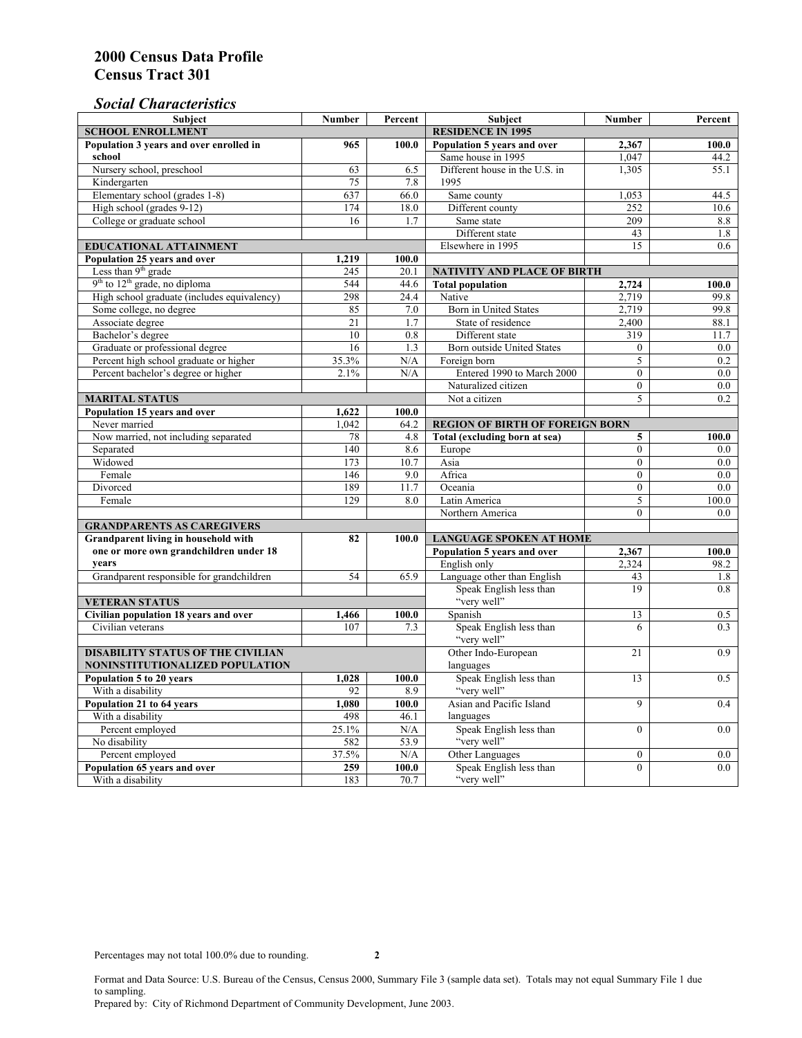# 2000 Census Data Profile
# Census Tract 301

## *Social Characteristics*

| Subject | Number | Percent | Subject | Number | Percent |
|---|---|---|---|---|---|
| **SCHOOL ENROLLMENT** | | | **RESIDENCE IN 1995** | | |
| **Population 3 years and over enrolled in school** | **965** | **100.0** | **Population 5 years and over** | **2,367** | **100.0** |
| Nursery school, preschool | 63 | 6.5 | Same house in 1995 | 1,047 | 44.2 |
| Kindergarten | 75 | 7.8 | Different house in the U.S. in 1995 | 1,305 | 55.1 |
| Elementary school (grades 1-8) | 637 | 66.0 | Same county | 1,053 | 44.5 |
| High school (grades 9-12) | 174 | 18.0 | Different county | 252 | 10.6 |
| College or graduate school | 16 | 1.7 | Same state | 209 | 8.8 |
| | | | Different state | 43 | 1.8 |
| **EDUCATIONAL ATTAINMENT** | | | Elsewhere in 1995 | 15 | 0.6 |
| **Population 25 years and over** | **1,219** | **100.0** | | | |
| Less than 9th grade | 245 | 20.1 | **NATIVITY AND PLACE OF BIRTH** | | |
| 9th to 12th grade, no diploma | 544 | 44.6 | **Total population** | **2,724** | **100.0** |
| High school graduate (includes equivalency) | 298 | 24.4 | Native | 2,719 | 99.8 |
| Some college, no degree | 85 | 7.0 | Born in United States | 2,719 | 99.8 |
| Associate degree | 21 | 1.7 | State of residence | 2,400 | 88.1 |
| Bachelor's degree | 10 | 0.8 | Different state | 319 | 11.7 |
| Graduate or professional degree | 16 | 1.3 | Born outside United States | 0 | 0.0 |
| Percent high school graduate or higher | 35.3% | N/A | Foreign born | 5 | 0.2 |
| Percent bachelor's degree or higher | 2.1% | N/A | Entered 1990 to March 2000 | 0 | 0.0 |
| | | | Naturalized citizen | 0 | 0.0 |
| **MARITAL STATUS** | | | Not a citizen | 5 | 0.2 |
| **Population 15 years and over** | **1,622** | **100.0** | | | |
| Never married | 1,042 | 64.2 | **REGION OF BIRTH OF FOREIGN BORN** | | |
| Now married, not including separated | 78 | 4.8 | **Total (excluding born at sea)** | **5** | **100.0** |
| Separated | 140 | 8.6 | Europe | 0 | 0.0 |
| Widowed | 173 | 10.7 | Asia | 0 | 0.0 |
| Female | 146 | 9.0 | Africa | 0 | 0.0 |
| Divorced | 189 | 11.7 | Oceania | 0 | 0.0 |
| Female | 129 | 8.0 | Latin America | 5 | 100.0 |
| | | | Northern America | 0 | 0.0 |
| **GRANDPARENTS AS CAREGIVERS** | | | | | |
| **Grandparent living in household with one or more own grandchildren under 18 years** | **82** | **100.0** | **LANGUAGE SPOKEN AT HOME** | | |
| | | | **Population 5 years and over** | **2,367** | **100.0** |
| | | | English only | 2,324 | 98.2 |
| Grandparent responsible for grandchildren | 54 | 65.9 | Language other than English | 43 | 1.8 |
| | | | Speak English less than "very well" | 19 | 0.8 |
| **VETERAN STATUS** | | | | | |
| **Civilian population 18 years and over** | **1,466** | **100.0** | Spanish | 13 | 0.5 |
| Civilian veterans | 107 | 7.3 | Speak English less than "very well" | 6 | 0.3 |
| **DISABILITY STATUS OF THE CIVILIAN NONINSTITUTIONALIZED POPULATION** | | | Other Indo-European languages | 21 | 0.9 |
| **Population 5 to 20 years** | **1,028** | **100.0** | Speak English less than "very well" | 13 | 0.5 |
| With a disability | 92 | 8.9 | | | |
| **Population 21 to 64 years** | **1,080** | **100.0** | Asian and Pacific Island languages | 9 | 0.4 |
| With a disability | 498 | 46.1 | | | |
| Percent employed | 25.1% | N/A | Speak English less than "very well" | 0 | 0.0 |
| No disability | 582 | 53.9 | | | |
| Percent employed | 37.5% | N/A | Other Languages | 0 | 0.0 |
| **Population 65 years and over** | **259** | **100.0** | Speak English less than "very well" | 0 | 0.0 |
| With a disability | 183 | 70.7 | | | |

Percentages may not total 100.0% due to rounding.

Format and Data Source: U.S. Bureau of the Census, Census 2000, Summary File 3 (sample data set). Totals may not equal Summary File 1 due to sampling.
Prepared by: City of Richmond Department of Community Development, June 2003.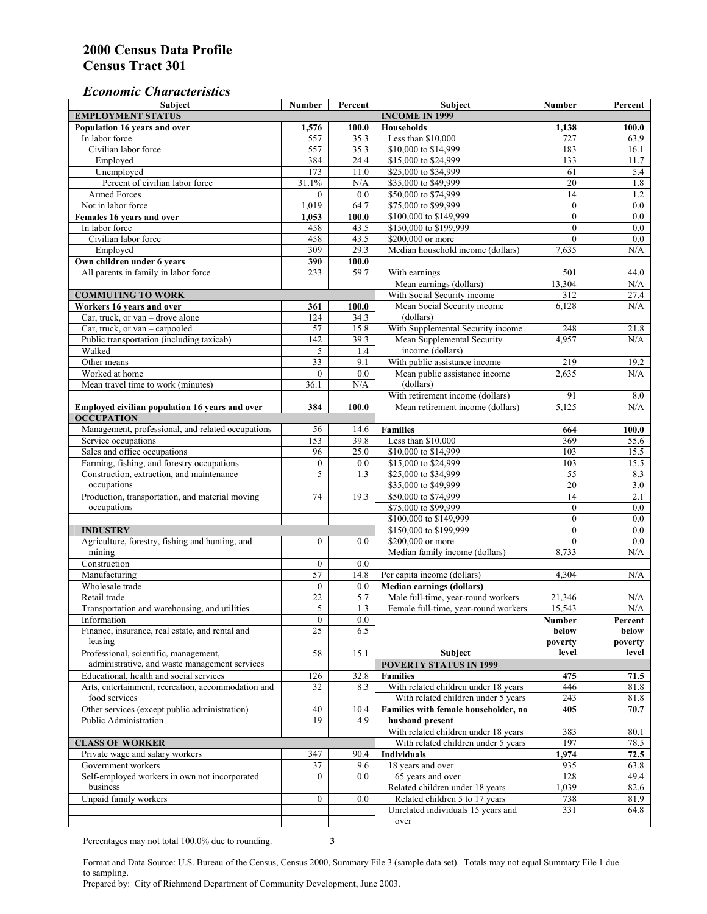# 2000 Census Data Profile
# Census Tract 301

## *Economic Characteristics*

| Subject | Number | Percent | Subject | Number | Percent |
|---|---|---|---|---|---|
| **EMPLOYMENT STATUS** | | | **INCOME IN 1999** | | |
| **Population 16 years and over** | **1,576** | **100.0** | **Households** | **1,138** | **100.0** |
| In labor force | 557 | 35.3 | Less than $10,000 | 727 | 63.9 |
| Civilian labor force | 557 | 35.3 | $10,000 to $14,999 | 183 | 16.1 |
| Employed | 384 | 24.4 | $15,000 to $24,999 | 133 | 11.7 |
| Unemployed | 173 | 11.0 | $25,000 to $34,999 | 61 | 5.4 |
| Percent of civilian labor force | 31.1% | N/A | $35,000 to $49,999 | 20 | 1.8 |
| Armed Forces | 0 | 0.0 | $50,000 to $74,999 | 14 | 1.2 |
| Not in labor force | 1,019 | 64.7 | $75,000 to $99,999 | 0 | 0.0 |
| **Females 16 years and over** | **1,053** | **100.0** | $100,000 to $149,999 | 0 | 0.0 |
| In labor force | 458 | 43.5 | $150,000 to $199,999 | 0 | 0.0 |
| Civilian labor force | 458 | 43.5 | $200,000 or more | 0 | 0.0 |
| Employed | 309 | 29.3 | Median household income (dollars) | 7,635 | N/A |
| **Own children under 6 years** | **390** | **100.0** | | | |
| All parents in family in labor force | 233 | 59.7 | With earnings | 501 | 44.0 |
| | | | Mean earnings (dollars) | 13,304 | N/A |
| **COMMUTING TO WORK** | | | With Social Security income | 312 | 27.4 |
| **Workers 16 years and over** | **361** | **100.0** | Mean Social Security income (dollars) | 6,128 | N/A |
| Car, truck, or van – drove alone | 124 | 34.3 | | | |
| Car, truck, or van – carpooled | 57 | 15.8 | With Supplemental Security income | 248 | 21.8 |
| Public transportation (including taxicab) | 142 | 39.3 | Mean Supplemental Security income (dollars) | 4,957 | N/A |
| Walked | 5 | 1.4 | | | |
| Other means | 33 | 9.1 | With public assistance income | 219 | 19.2 |
| Worked at home | 0 | 0.0 | Mean public assistance income (dollars) | 2,635 | N/A |
| Mean travel time to work (minutes) | 36.1 | N/A | | | |
| | | | With retirement income (dollars) | 91 | 8.0 |
| **Employed civilian population 16 years and over** | **384** | **100.0** | Mean retirement income (dollars) | 5,125 | N/A |
| **OCCUPATION** | | | | | |
| Management, professional, and related occupations | 56 | 14.6 | **Families** | **664** | **100.0** |
| Service occupations | 153 | 39.8 | Less than $10,000 | 369 | 55.6 |
| Sales and office occupations | 96 | 25.0 | $10,000 to $14,999 | 103 | 15.5 |
| Farming, fishing, and forestry occupations | 0 | 0.0 | $15,000 to $24,999 | 103 | 15.5 |
| Construction, extraction, and maintenance occupations | 5 | 1.3 | $25,000 to $34,999 | 55 | 8.3 |
| | | | $35,000 to $49,999 | 20 | 3.0 |
| Production, transportation, and material moving occupations | 74 | 19.3 | $50,000 to $74,999 | 14 | 2.1 |
| | | | $75,000 to $99,999 | 0 | 0.0 |
| | | | $100,000 to $149,999 | 0 | 0.0 |
| **INDUSTRY** | | | $150,000 to $199,999 | 0 | 0.0 |
| Agriculture, forestry, fishing and hunting, and mining | 0 | 0.0 | $200,000 or more | 0 | 0.0 |
| | | | Median family income (dollars) | 8,733 | N/A |
| Construction | 0 | 0.0 | | | |
| Manufacturing | 57 | 14.8 | Per capita income (dollars) | 4,304 | N/A |
| Wholesale trade | 0 | 0.0 | **Median earnings (dollars)** | | |
| Retail trade | 22 | 5.7 | Male full-time, year-round workers | 21,346 | N/A |
| Transportation and warehousing, and utilities | 5 | 1.3 | Female full-time, year-round workers | 15,543 | N/A |
| Information | 0 | 0.0 | | | |
| Finance, insurance, real estate, and rental and leasing | 25 | 6.5 | **Subject** | **Number below poverty level** | **Percent below poverty level** |
| Professional, scientific, management, administrative, and waste management services | 58 | 15.1 | **POVERTY STATUS IN 1999** | | |
| Educational, health and social services | 126 | 32.8 | **Families** | **475** | **71.5** |
| Arts, entertainment, recreation, accommodation and food services | 32 | 8.3 | With related children under 18 years | 446 | 81.8 |
| | | | With related children under 5 years | 243 | 81.8 |
| Other services (except public administration) | 40 | 10.4 | **Families with female householder, no husband present** | **405** | **70.7** |
| Public Administration | 19 | 4.9 | | | |
| | | | With related children under 18 years | 383 | 80.1 |
| **CLASS OF WORKER** | | | With related children under 5 years | 197 | 78.5 |
| Private wage and salary workers | 347 | 90.4 | **Individuals** | **1,974** | **72.5** |
| Government workers | 37 | 9.6 | 18 years and over | 935 | 63.8 |
| Self-employed workers in own not incorporated business | 0 | 0.0 | 65 years and over | 128 | 49.4 |
| | | | Related children under 18 years | 1,039 | 82.6 |
| Unpaid family workers | 0 | 0.0 | Related children 5 to 17 years | 738 | 81.9 |
| | | | Unrelated individuals 15 years and over | 331 | 64.8 |

Percentages may not total 100.0% due to rounding.

Format and Data Source: U.S. Bureau of the Census, Census 2000, Summary File 3 (sample data set). Totals may not equal Summary File 1 due to sampling.
Prepared by: City of Richmond Department of Community Development, June 2003.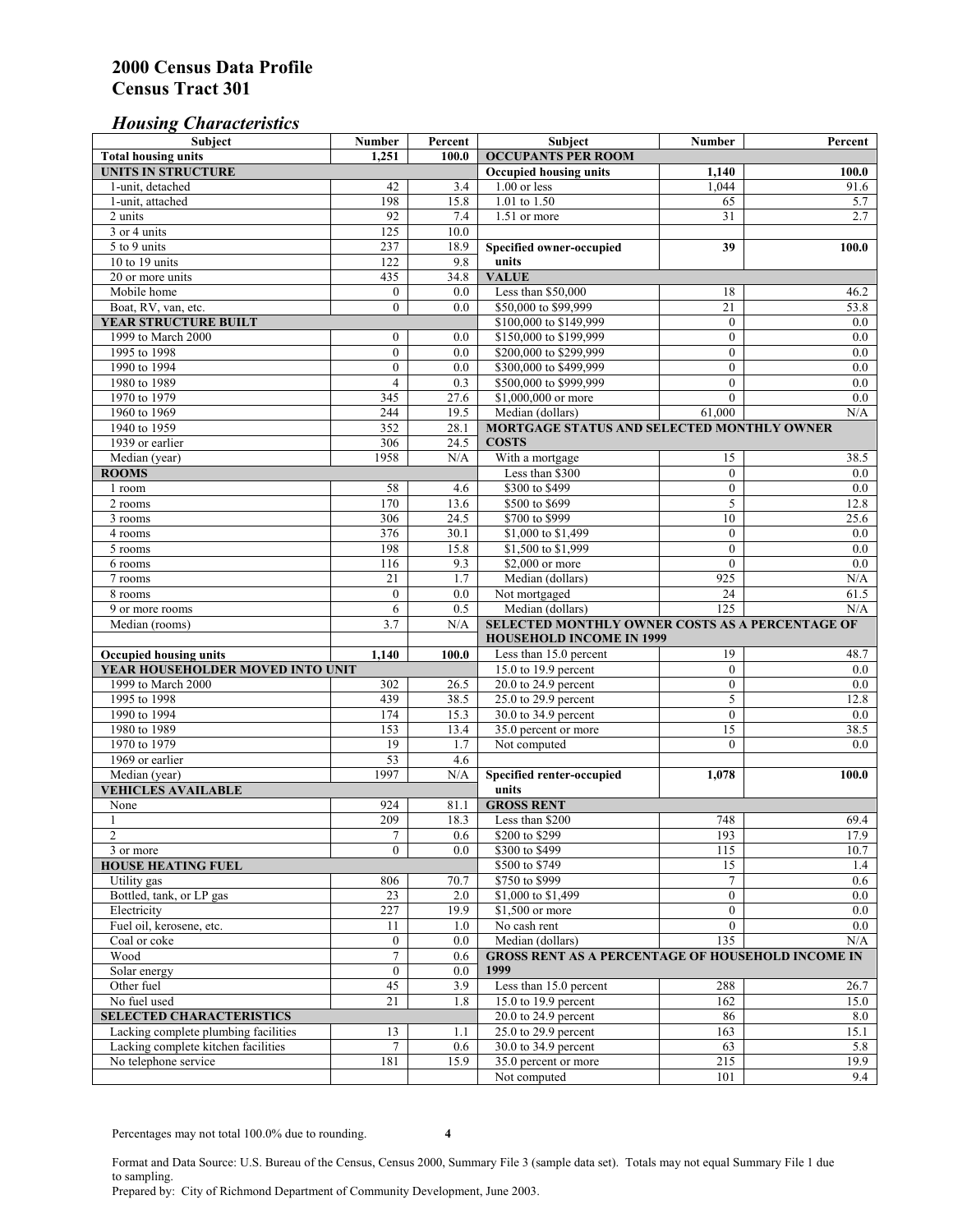# 2000 Census Data Profile
# Census Tract 301

## *Housing Characteristics*

| Subject | Number | Percent | Subject | Number | Percent |
|---|---|---|---|---|---|
| **Total housing units** | **1,251** | **100.0** | **OCCUPANTS PER ROOM** | | |
| **UNITS IN STRUCTURE** | | | **Occupied housing units** | **1,140** | **100.0** |
| 1-unit, detached | 42 | 3.4 | 1.00 or less | 1,044 | 91.6 |
| 1-unit, attached | 198 | 15.8 | 1.01 to 1.50 | 65 | 5.7 |
| 2 units | 92 | 7.4 | 1.51 or more | 31 | 2.7 |
| 3 or 4 units | 125 | 10.0 | | | |
| 5 to 9 units | 237 | 18.9 | **Specified owner-occupied units** | **39** | **100.0** |
| 10 to 19 units | 122 | 9.8 | | | |
| 20 or more units | 435 | 34.8 | **VALUE** | | |
| Mobile home | 0 | 0.0 | Less than $50,000 | 18 | 46.2 |
| Boat, RV, van, etc. | 0 | 0.0 | $50,000 to $99,999 | 21 | 53.8 |
| **YEAR STRUCTURE BUILT** | | | $100,000 to $149,999 | 0 | 0.0 |
| 1999 to March 2000 | 0 | 0.0 | $150,000 to $199,999 | 0 | 0.0 |
| 1995 to 1998 | 0 | 0.0 | $200,000 to $299,999 | 0 | 0.0 |
| 1990 to 1994 | 0 | 0.0 | $300,000 to $499,999 | 0 | 0.0 |
| 1980 to 1989 | 4 | 0.3 | $500,000 to $999,999 | 0 | 0.0 |
| 1970 to 1979 | 345 | 27.6 | $1,000,000 or more | 0 | 0.0 |
| 1960 to 1969 | 244 | 19.5 | Median (dollars) | 61,000 | N/A |
| 1940 to 1959 | 352 | 28.1 | **MORTGAGE STATUS AND SELECTED MONTHLY OWNER COSTS** | | |
| 1939 or earlier | 306 | 24.5 | | | |
| Median (year) | 1958 | N/A | With a mortgage | 15 | 38.5 |
| **ROOMS** | | | Less than $300 | 0 | 0.0 |
| 1 room | 58 | 4.6 | $300 to $499 | 0 | 0.0 |
| 2 rooms | 170 | 13.6 | $500 to $699 | 5 | 12.8 |
| 3 rooms | 306 | 24.5 | $700 to $999 | 10 | 25.6 |
| 4 rooms | 376 | 30.1 | $1,000 to $1,499 | 0 | 0.0 |
| 5 rooms | 198 | 15.8 | $1,500 to $1,999 | 0 | 0.0 |
| 6 rooms | 116 | 9.3 | $2,000 or more | 0 | 0.0 |
| 7 rooms | 21 | 1.7 | Median (dollars) | 925 | N/A |
| 8 rooms | 0 | 0.0 | Not mortgaged | 24 | 61.5 |
| 9 or more rooms | 6 | 0.5 | Median (dollars) | 125 | N/A |
| Median (rooms) | 3.7 | N/A | **SELECTED MONTHLY OWNER COSTS AS A PERCENTAGE OF HOUSEHOLD INCOME IN 1999** | | |
| **Occupied housing units** | **1,140** | **100.0** | Less than 15.0 percent | 19 | 48.7 |
| **YEAR HOUSEHOLDER MOVED INTO UNIT** | | | 15.0 to 19.9 percent | 0 | 0.0 |
| 1999 to March 2000 | 302 | 26.5 | 20.0 to 24.9 percent | 0 | 0.0 |
| 1995 to 1998 | 439 | 38.5 | 25.0 to 29.9 percent | 5 | 12.8 |
| 1990 to 1994 | 174 | 15.3 | 30.0 to 34.9 percent | 0 | 0.0 |
| 1980 to 1989 | 153 | 13.4 | 35.0 percent or more | 15 | 38.5 |
| 1970 to 1979 | 19 | 1.7 | Not computed | 0 | 0.0 |
| 1969 or earlier | 53 | 4.6 | | | |
| Median (year) | 1997 | N/A | **Specified renter-occupied units** | **1,078** | **100.0** |
| **VEHICLES AVAILABLE** | | | | | |
| None | 924 | 81.1 | **GROSS RENT** | | |
| 1 | 209 | 18.3 | Less than $200 | 748 | 69.4 |
| 2 | 7 | 0.6 | $200 to $299 | 193 | 17.9 |
| 3 or more | 0 | 0.0 | $300 to $499 | 115 | 10.7 |
| **HOUSE HEATING FUEL** | | | $500 to $749 | 15 | 1.4 |
| Utility gas | 806 | 70.7 | $750 to $999 | 7 | 0.6 |
| Bottled, tank, or LP gas | 23 | 2.0 | $1,000 to $1,499 | 0 | 0.0 |
| Electricity | 227 | 19.9 | $1,500 or more | 0 | 0.0 |
| Fuel oil, kerosene, etc. | 11 | 1.0 | No cash rent | 0 | 0.0 |
| Coal or coke | 0 | 0.0 | Median (dollars) | 135 | N/A |
| Wood | 7 | 0.6 | **GROSS RENT AS A PERCENTAGE OF HOUSEHOLD INCOME IN 1999** | | |
| Solar energy | 0 | 0.0 | | | |
| Other fuel | 45 | 3.9 | Less than 15.0 percent | 288 | 26.7 |
| No fuel used | 21 | 1.8 | 15.0 to 19.9 percent | 162 | 15.0 |
| **SELECTED CHARACTERISTICS** | | | 20.0 to 24.9 percent | 86 | 8.0 |
| Lacking complete plumbing facilities | 13 | 1.1 | 25.0 to 29.9 percent | 163 | 15.1 |
| Lacking complete kitchen facilities | 7 | 0.6 | 30.0 to 34.9 percent | 63 | 5.8 |
| No telephone service | 181 | 15.9 | 35.0 percent or more | 215 | 19.9 |
| | | | Not computed | 101 | 9.4 |

Percentages may not total 100.0% due to rounding.

Format and Data Source: U.S. Bureau of the Census, Census 2000, Summary File 3 (sample data set). Totals may not equal Summary File 1 due to sampling.
Prepared by: City of Richmond Department of Community Development, June 2003.